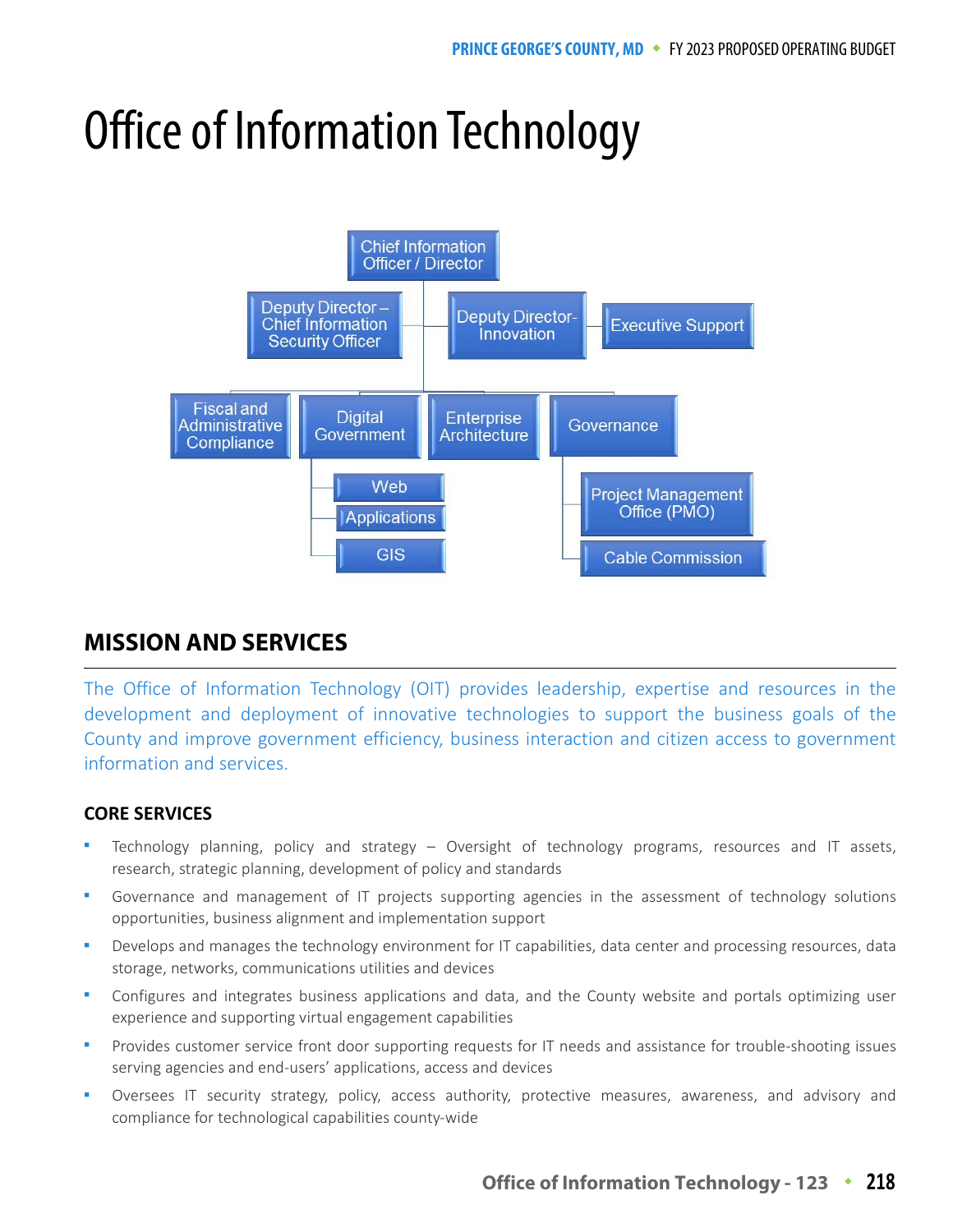# Office of Information Technology

- Chief Information Officer / Director
  - Deputy Director – Chief Information Security Officer
  - Deputy Director- Innovation
    - Executive Support
  - Fiscal and Administrative Compliance
  - Digital Government
    - Web
    - Applications
    - GIS
  - Enterprise Architecture
  - Governance
    - Project Management Office (PMO)
    - Cable Commission

## MISSION AND SERVICES

The Office of Information Technology (OIT) provides leadership, expertise and resources in the development and deployment of innovative technologies to support the business goals of the County and improve government efficiency, business interaction and citizen access to government information and services.

### CORE SERVICES

- Technology planning, policy and strategy – Oversight of technology programs, resources and IT assets, research, strategic planning, development of policy and standards
- Governance and management of IT projects supporting agencies in the assessment of technology solutions opportunities, business alignment and implementation support
- Develops and manages the technology environment for IT capabilities, data center and processing resources, data storage, networks, communications utilities and devices
- Configures and integrates business applications and data, and the County website and portals optimizing user experience and supporting virtual engagement capabilities
- Provides customer service front door supporting requests for IT needs and assistance for trouble-shooting issues serving agencies and end-users' applications, access and devices
- Oversees IT security strategy, policy, access authority, protective measures, awareness, and advisory and compliance for technological capabilities county-wide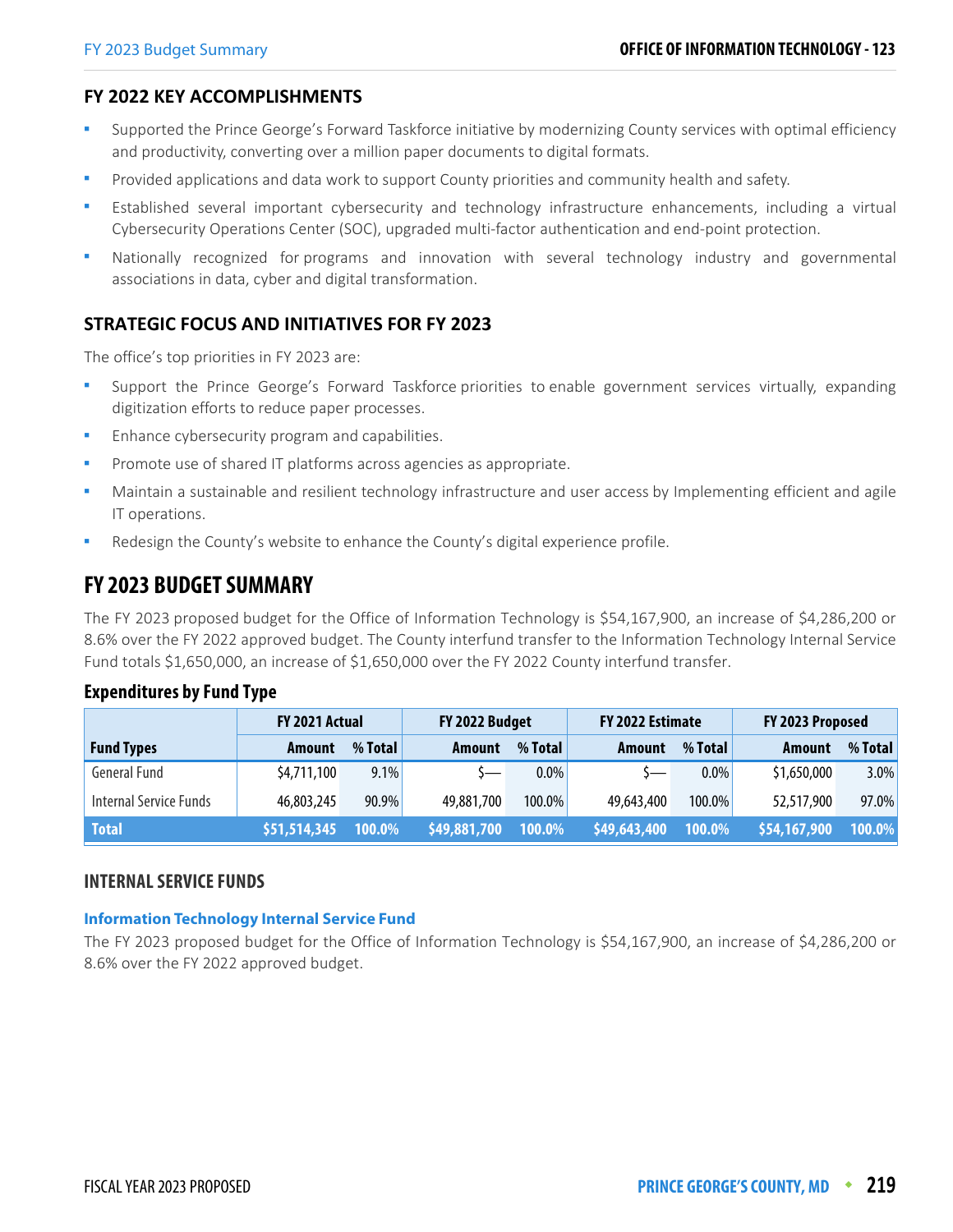## FY 2022 KEY ACCOMPLISHMENTS

- Supported the Prince George's Forward Taskforce initiative by modernizing County services with optimal efficiency and productivity, converting over a million paper documents to digital formats.
- Provided applications and data work to support County priorities and community health and safety.
- Established several important cybersecurity and technology infrastructure enhancements, including a virtual Cybersecurity Operations Center (SOC), upgraded multi-factor authentication and end-point protection.
- Nationally recognized for programs and innovation with several technology industry and governmental associations in data, cyber and digital transformation.

## STRATEGIC FOCUS AND INITIATIVES FOR FY 2023

The office's top priorities in FY 2023 are:

- Support the Prince George's Forward Taskforce priorities to enable government services virtually, expanding digitization efforts to reduce paper processes.
- Enhance cybersecurity program and capabilities.
- Promote use of shared IT platforms across agencies as appropriate.
- Maintain a sustainable and resilient technology infrastructure and user access by Implementing efficient and agile IT operations.
- Redesign the County's website to enhance the County's digital experience profile.

# FY 2023 BUDGET SUMMARY

The FY 2023 proposed budget for the Office of Information Technology is $54,167,900, an increase of $4,286,200 or 8.6% over the FY 2022 approved budget. The County interfund transfer to the Information Technology Internal Service Fund totals $1,650,000, an increase of $1,650,000 over the FY 2022 County interfund transfer.

### Expenditures by Fund Type

| | FY 2021 Actual | | FY 2022 Budget | | FY 2022 Estimate | | FY 2023 Proposed | |
|---|---|---|---|---|---|---|---|---|
| **Fund Types** | **Amount** | **% Total** | **Amount** | **% Total** | **Amount** | **% Total** | **Amount** | **% Total** |
| General Fund | $4,711,100 | 9.1% | $— | 0.0% | $— | 0.0% | $1,650,000 | 3.0% |
| Internal Service Funds | 46,803,245 | 90.9% | 49,881,700 | 100.0% | 49,643,400 | 100.0% | 52,517,900 | 97.0% |
| **Total** | **$51,514,345** | **100.0%** | **$49,881,700** | **100.0%** | **$49,643,400** | **100.0%** | **$54,167,900** | **100.0%** |

## INTERNAL SERVICE FUNDS

#### Information Technology Internal Service Fund

The FY 2023 proposed budget for the Office of Information Technology is $54,167,900, an increase of $4,286,200 or 8.6% over the FY 2022 approved budget.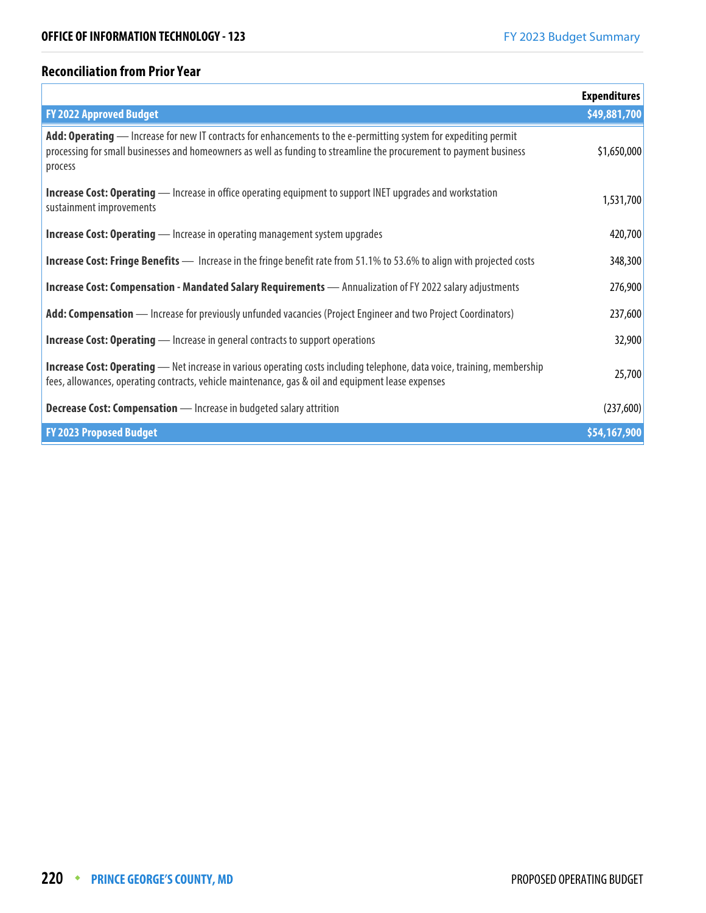## Reconciliation from Prior Year

| | Expenditures |
|---|---|
| **FY 2022 Approved Budget** | **$49,881,700** |
| **Add: Operating** — Increase for new IT contracts for enhancements to the e-permitting system for expediting permit processing for small businesses and homeowners as well as funding to streamline the procurement to payment business process | $1,650,000 |
| **Increase Cost: Operating** — Increase in office operating equipment to support INET upgrades and workstation sustainment improvements | 1,531,700 |
| **Increase Cost: Operating** — Increase in operating management system upgrades | 420,700 |
| **Increase Cost: Fringe Benefits** — Increase in the fringe benefit rate from 51.1% to 53.6% to align with projected costs | 348,300 |
| **Increase Cost: Compensation - Mandated Salary Requirements** — Annualization of FY 2022 salary adjustments | 276,900 |
| **Add: Compensation** — Increase for previously unfunded vacancies (Project Engineer and two Project Coordinators) | 237,600 |
| **Increase Cost: Operating** — Increase in general contracts to support operations | 32,900 |
| **Increase Cost: Operating** — Net increase in various operating costs including telephone, data voice, training, membership fees, allowances, operating contracts, vehicle maintenance, gas & oil and equipment lease expenses | 25,700 |
| **Decrease Cost: Compensation** — Increase in budgeted salary attrition | (237,600) |
| **FY 2023 Proposed Budget** | **$54,167,900** |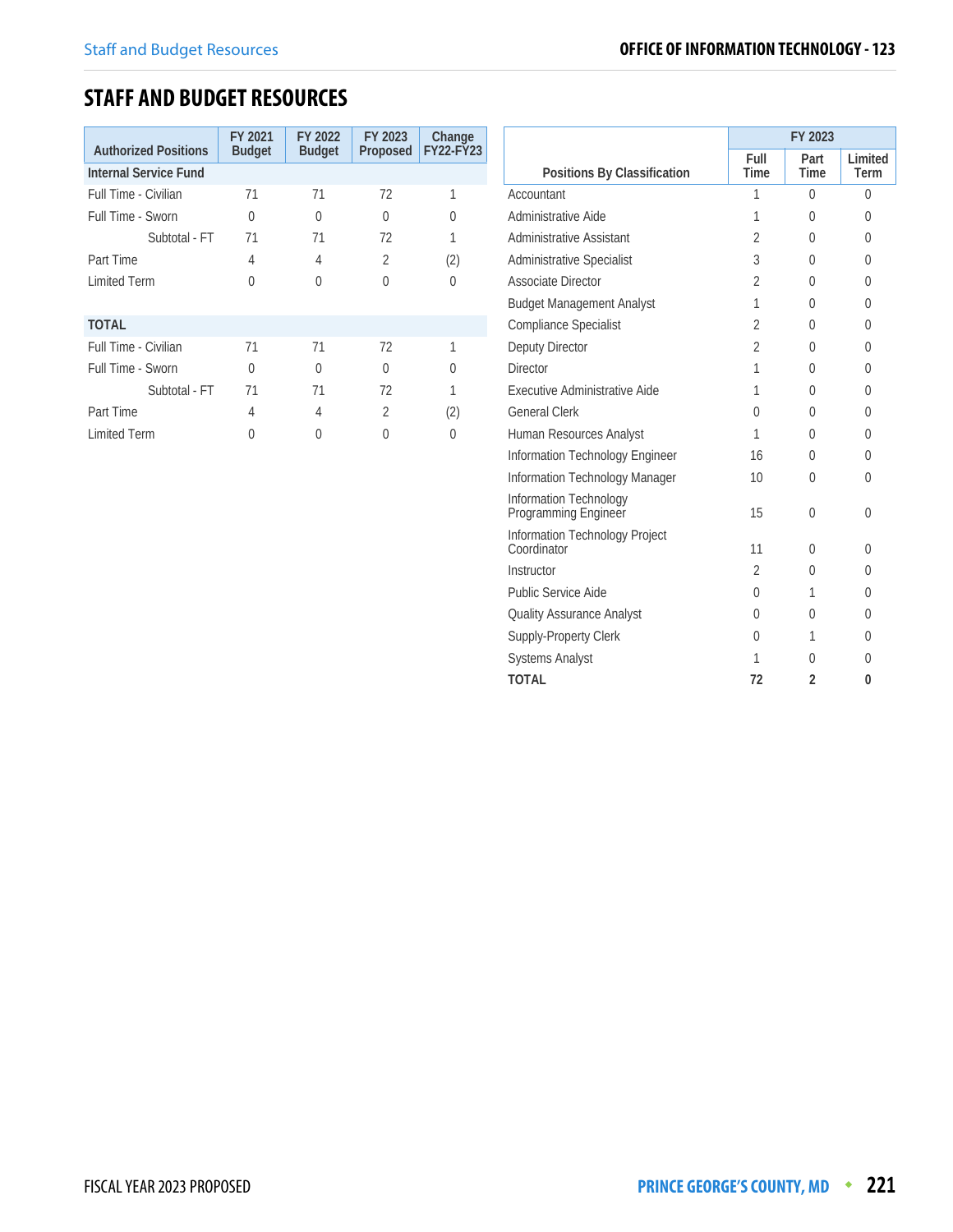## STAFF AND BUDGET RESOURCES

| Authorized Positions | FY 2021 Budget | FY 2022 Budget | FY 2023 Proposed | Change FY22-FY23 |
|---|---|---|---|---|
| **Internal Service Fund** | | | | |
| Full Time - Civilian | 71 | 71 | 72 | 1 |
| Full Time - Sworn | 0 | 0 | 0 | 0 |
| Subtotal - FT | 71 | 71 | 72 | 1 |
| Part Time | 4 | 4 | 2 | (2) |
| Limited Term | 0 | 0 | 0 | 0 |
| **TOTAL** | | | | |
| Full Time - Civilian | 71 | 71 | 72 | 1 |
| Full Time - Sworn | 0 | 0 | 0 | 0 |
| Subtotal - FT | 71 | 71 | 72 | 1 |
| Part Time | 4 | 4 | 2 | (2) |
| Limited Term | 0 | 0 | 0 | 0 |

| Positions By Classification | FY 2023 | | |
|---|---|---|---|
| | Full Time | Part Time | Limited Term |
| Accountant | 1 | 0 | 0 |
| Administrative Aide | 1 | 0 | 0 |
| Administrative Assistant | 2 | 0 | 0 |
| Administrative Specialist | 3 | 0 | 0 |
| Associate Director | 2 | 0 | 0 |
| Budget Management Analyst | 1 | 0 | 0 |
| Compliance Specialist | 2 | 0 | 0 |
| Deputy Director | 2 | 0 | 0 |
| Director | 1 | 0 | 0 |
| Executive Administrative Aide | 1 | 0 | 0 |
| General Clerk | 0 | 0 | 0 |
| Human Resources Analyst | 1 | 0 | 0 |
| Information Technology Engineer | 16 | 0 | 0 |
| Information Technology Manager | 10 | 0 | 0 |
| Information Technology Programming Engineer | 15 | 0 | 0 |
| Information Technology Project Coordinator | 11 | 0 | 0 |
| Instructor | 2 | 0 | 0 |
| Public Service Aide | 0 | 1 | 0 |
| Quality Assurance Analyst | 0 | 0 | 0 |
| Supply-Property Clerk | 0 | 1 | 0 |
| Systems Analyst | 1 | 0 | 0 |
| **TOTAL** | **72** | **2** | **0** |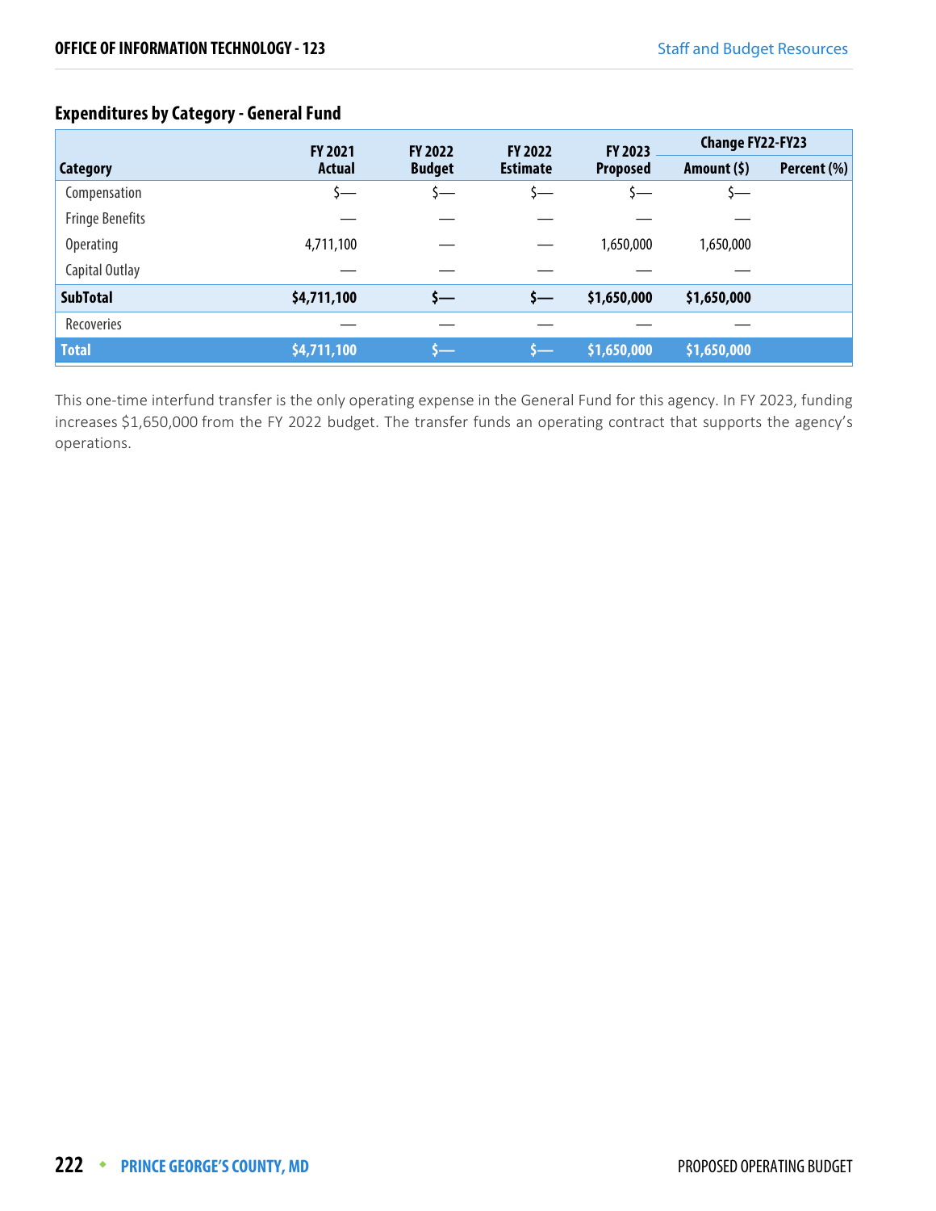## Expenditures by Category - General Fund

| Category | FY 2021 Actual | FY 2022 Budget | FY 2022 Estimate | FY 2023 Proposed | Change FY22-FY23 | |
|---|---|---|---|---|---|---|
| | | | | | Amount ($) | Percent (%) |
| Compensation | $— | $— | $— | $— | $— | |
| Fringe Benefits | — | — | — | — | — | |
| Operating | 4,711,100 | — | — | 1,650,000 | 1,650,000 | |
| Capital Outlay | — | — | — | — | — | |
| **SubTotal** | **$4,711,100** | **$—** | **$—** | **$1,650,000** | **$1,650,000** | |
| Recoveries | — | — | — | — | — | |
| **Total** | **$4,711,100** | **$—** | **$—** | **$1,650,000** | **$1,650,000** | |

This one-time interfund transfer is the only operating expense in the General Fund for this agency. In FY 2023, funding increases $1,650,000 from the FY 2022 budget. The transfer funds an operating contract that supports the agency's operations.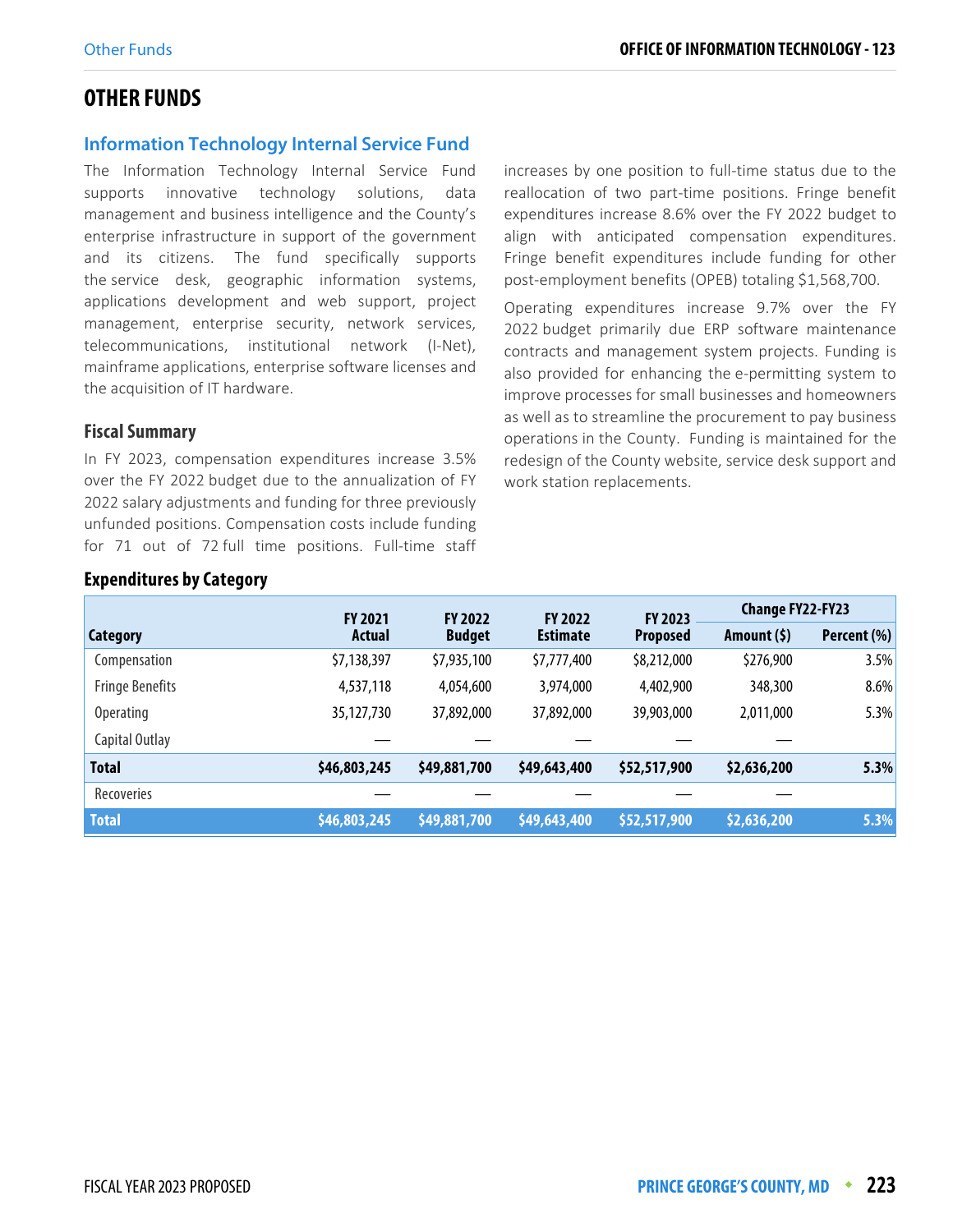# OTHER FUNDS

## Information Technology Internal Service Fund

The Information Technology Internal Service Fund supports innovative technology solutions, data management and business intelligence and the County's enterprise infrastructure in support of the government and its citizens. The fund specifically supports the service desk, geographic information systems, applications development and web support, project management, enterprise security, network services, telecommunications, institutional network (I-Net), mainframe applications, enterprise software licenses and the acquisition of IT hardware.

### Fiscal Summary

In FY 2023, compensation expenditures increase 3.5% over the FY 2022 budget due to the annualization of FY 2022 salary adjustments and funding for three previously unfunded positions. Compensation costs include funding for 71 out of 72 full time positions. Full-time staff increases by one position to full-time status due to the reallocation of two part-time positions. Fringe benefit expenditures increase 8.6% over the FY 2022 budget to align with anticipated compensation expenditures. Fringe benefit expenditures include funding for other post-employment benefits (OPEB) totaling $1,568,700.

Operating expenditures increase 9.7% over the FY 2022 budget primarily due ERP software maintenance contracts and management system projects. Funding is also provided for enhancing the e-permitting system to improve processes for small businesses and homeowners as well as to streamline the procurement to pay business operations in the County. Funding is maintained for the redesign of the County website, service desk support and work station replacements.

### Expenditures by Category

| Category | FY 2021 Actual | FY 2022 Budget | FY 2022 Estimate | FY 2023 Proposed | Change FY22-FY23 | |
|---|---|---|---|---|---|---|
| | | | | | Amount ($) | Percent (%) |
| Compensation | $7,138,397 | $7,935,100 | $7,777,400 | $8,212,000 | $276,900 | 3.5% |
| Fringe Benefits | 4,537,118 | 4,054,600 | 3,974,000 | 4,402,900 | 348,300 | 8.6% |
| Operating | 35,127,730 | 37,892,000 | 37,892,000 | 39,903,000 | 2,011,000 | 5.3% |
| Capital Outlay | — | — | — | — | — | |
| **Total** | **$46,803,245** | **$49,881,700** | **$49,643,400** | **$52,517,900** | **$2,636,200** | **5.3%** |
| Recoveries | — | — | — | — | — | |
| **Total** | **$46,803,245** | **$49,881,700** | **$49,643,400** | **$52,517,900** | **$2,636,200** | **5.3%** |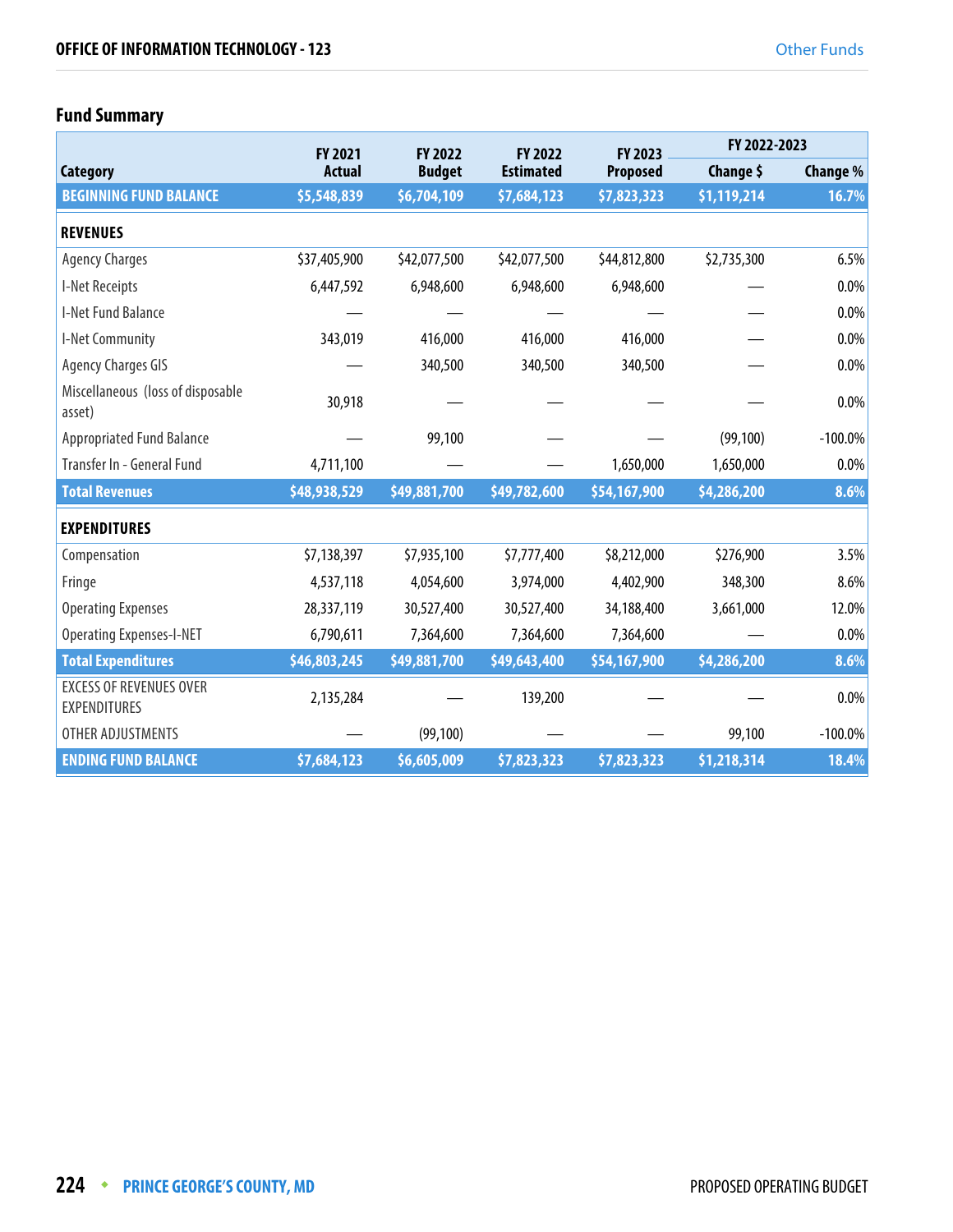## OFFICE OF INFORMATION TECHNOLOGY - 123

### Fund Summary

| Category | FY 2021 Actual | FY 2022 Budget | FY 2022 Estimated | FY 2023 Proposed | FY 2022-2023 Change $ | FY 2022-2023 Change % |
|---|---|---|---|---|---|---|
| **BEGINNING FUND BALANCE** | **$5,548,839** | **$6,704,109** | **$7,684,123** | **$7,823,323** | **$1,119,214** | **16.7%** |
| **REVENUES** | | | | | | |
| Agency Charges | $37,405,900 | $42,077,500 | $42,077,500 | $44,812,800 | $2,735,300 | 6.5% |
| I-Net Receipts | 6,447,592 | 6,948,600 | 6,948,600 | 6,948,600 | — | 0.0% |
| I-Net Fund Balance | — | — | — | — | — | 0.0% |
| I-Net Community | 343,019 | 416,000 | 416,000 | 416,000 | — | 0.0% |
| Agency Charges GIS | — | 340,500 | 340,500 | 340,500 | — | 0.0% |
| Miscellaneous (loss of disposable asset) | 30,918 | — | — | — | — | 0.0% |
| Appropriated Fund Balance | — | 99,100 | — | — | (99,100) | -100.0% |
| Transfer In - General Fund | 4,711,100 | — | — | 1,650,000 | 1,650,000 | 0.0% |
| **Total Revenues** | **$48,938,529** | **$49,881,700** | **$49,782,600** | **$54,167,900** | **$4,286,200** | **8.6%** |
| **EXPENDITURES** | | | | | | |
| Compensation | $7,138,397 | $7,935,100 | $7,777,400 | $8,212,000 | $276,900 | 3.5% |
| Fringe | 4,537,118 | 4,054,600 | 3,974,000 | 4,402,900 | 348,300 | 8.6% |
| Operating Expenses | 28,337,119 | 30,527,400 | 30,527,400 | 34,188,400 | 3,661,000 | 12.0% |
| Operating Expenses-I-NET | 6,790,611 | 7,364,600 | 7,364,600 | 7,364,600 | — | 0.0% |
| **Total Expenditures** | **$46,803,245** | **$49,881,700** | **$49,643,400** | **$54,167,900** | **$4,286,200** | **8.6%** |
| EXCESS OF REVENUES OVER EXPENDITURES | 2,135,284 | — | 139,200 | — | — | 0.0% |
| OTHER ADJUSTMENTS | — | (99,100) | — | — | 99,100 | -100.0% |
| **ENDING FUND BALANCE** | **$7,684,123** | **$6,605,009** | **$7,823,323** | **$7,823,323** | **$1,218,314** | **18.4%** |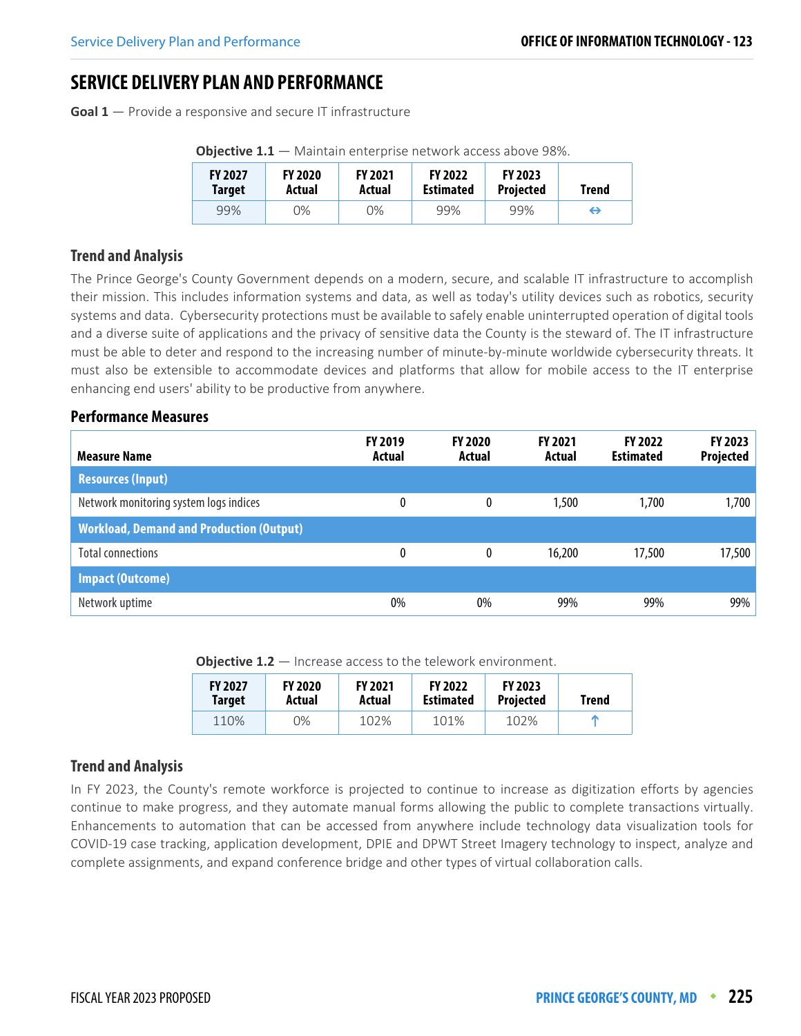## SERVICE DELIVERY PLAN AND PERFORMANCE

**Goal 1** — Provide a responsive and secure IT infrastructure

**Objective 1.1** — Maintain enterprise network access above 98%.

| FY 2027 Target | FY 2020 Actual | FY 2021 Actual | FY 2022 Estimated | FY 2023 Projected | Trend |
|---|---|---|---|---|---|
| 99% | 0% | 0% | 99% | 99% | ⇔ |

### Trend and Analysis

The Prince George's County Government depends on a modern, secure, and scalable IT infrastructure to accomplish their mission. This includes information systems and data, as well as today's utility devices such as robotics, security systems and data. Cybersecurity protections must be available to safely enable uninterrupted operation of digital tools and a diverse suite of applications and the privacy of sensitive data the County is the steward of. The IT infrastructure must be able to deter and respond to the increasing number of minute-by-minute worldwide cybersecurity threats. It must also be extensible to accommodate devices and platforms that allow for mobile access to the IT enterprise enhancing end users' ability to be productive from anywhere.

### Performance Measures

| Measure Name | FY 2019 Actual | FY 2020 Actual | FY 2021 Actual | FY 2022 Estimated | FY 2023 Projected |
|---|---|---|---|---|---|
| **Resources (Input)** | | | | | |
| Network monitoring system logs indices | 0 | 0 | 1,500 | 1,700 | 1,700 |
| **Workload, Demand and Production (Output)** | | | | | |
| Total connections | 0 | 0 | 16,200 | 17,500 | 17,500 |
| **Impact (Outcome)** | | | | | |
| Network uptime | 0% | 0% | 99% | 99% | 99% |

**Objective 1.2** — Increase access to the telework environment.

| FY 2027 Target | FY 2020 Actual | FY 2021 Actual | FY 2022 Estimated | FY 2023 Projected | Trend |
|---|---|---|---|---|---|
| 110% | 0% | 102% | 101% | 102% | ↑ |

### Trend and Analysis

In FY 2023, the County's remote workforce is projected to continue to increase as digitization efforts by agencies continue to make progress, and they automate manual forms allowing the public to complete transactions virtually. Enhancements to automation that can be accessed from anywhere include technology data visualization tools for COVID-19 case tracking, application development, DPIE and DPWT Street Imagery technology to inspect, analyze and complete assignments, and expand conference bridge and other types of virtual collaboration calls.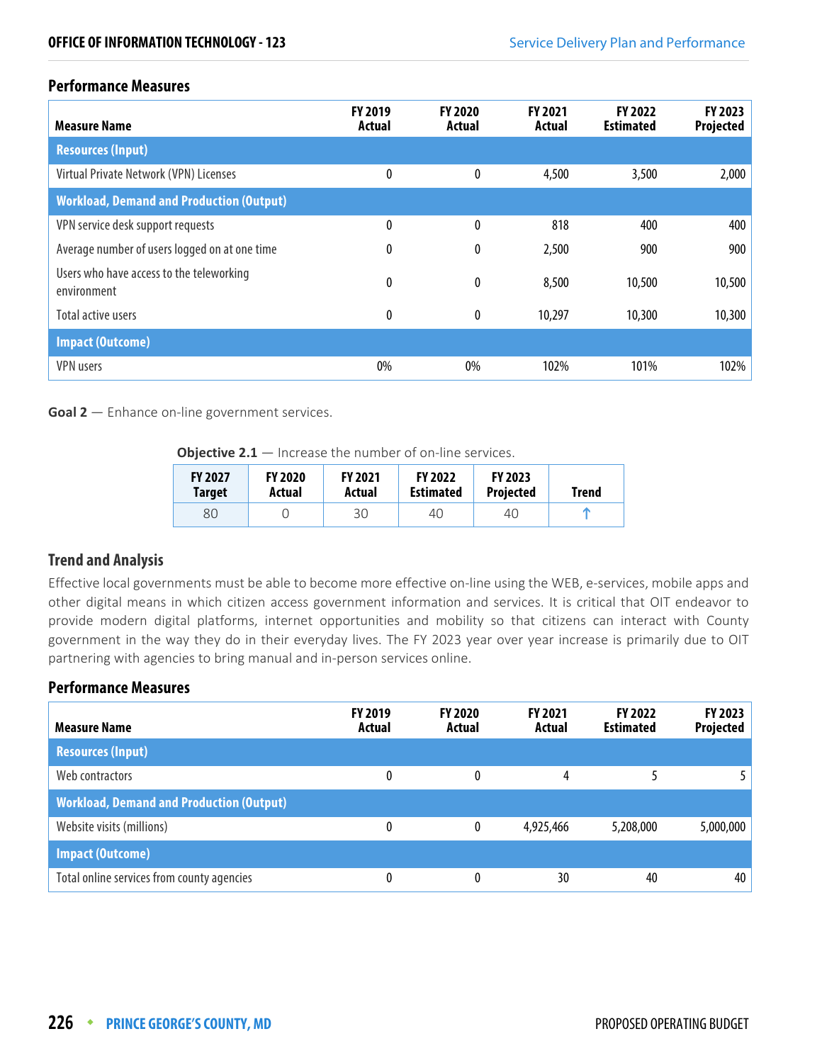### Performance Measures

| Measure Name | FY 2019 Actual | FY 2020 Actual | FY 2021 Actual | FY 2022 Estimated | FY 2023 Projected |
|---|---|---|---|---|---|
| **Resources (Input)** | | | | | |
| Virtual Private Network (VPN) Licenses | 0 | 0 | 4,500 | 3,500 | 2,000 |
| **Workload, Demand and Production (Output)** | | | | | |
| VPN service desk support requests | 0 | 0 | 818 | 400 | 400 |
| Average number of users logged on at one time | 0 | 0 | 2,500 | 900 | 900 |
| Users who have access to the teleworking environment | 0 | 0 | 8,500 | 10,500 | 10,500 |
| Total active users | 0 | 0 | 10,297 | 10,300 | 10,300 |
| **Impact (Outcome)** | | | | | |
| VPN users | 0% | 0% | 102% | 101% | 102% |

**Goal 2** — Enhance on-line government services.

**Objective 2.1** — Increase the number of on-line services.

| FY 2027 Target | FY 2020 Actual | FY 2021 Actual | FY 2022 Estimated | FY 2023 Projected | Trend |
|---|---|---|---|---|---|
| 80 | 0 | 30 | 40 | 40 | ↑ |

### Trend and Analysis

Effective local governments must be able to become more effective on-line using the WEB, e-services, mobile apps and other digital means in which citizen access government information and services. It is critical that OIT endeavor to provide modern digital platforms, internet opportunities and mobility so that citizens can interact with County government in the way they do in their everyday lives. The FY 2023 year over year increase is primarily due to OIT partnering with agencies to bring manual and in-person services online.

### Performance Measures

| Measure Name | FY 2019 Actual | FY 2020 Actual | FY 2021 Actual | FY 2022 Estimated | FY 2023 Projected |
|---|---|---|---|---|---|
| **Resources (Input)** | | | | | |
| Web contractors | 0 | 0 | 4 | 5 | 5 |
| **Workload, Demand and Production (Output)** | | | | | |
| Website visits (millions) | 0 | 0 | 4,925,466 | 5,208,000 | 5,000,000 |
| **Impact (Outcome)** | | | | | |
| Total online services from county agencies | 0 | 0 | 30 | 40 | 40 |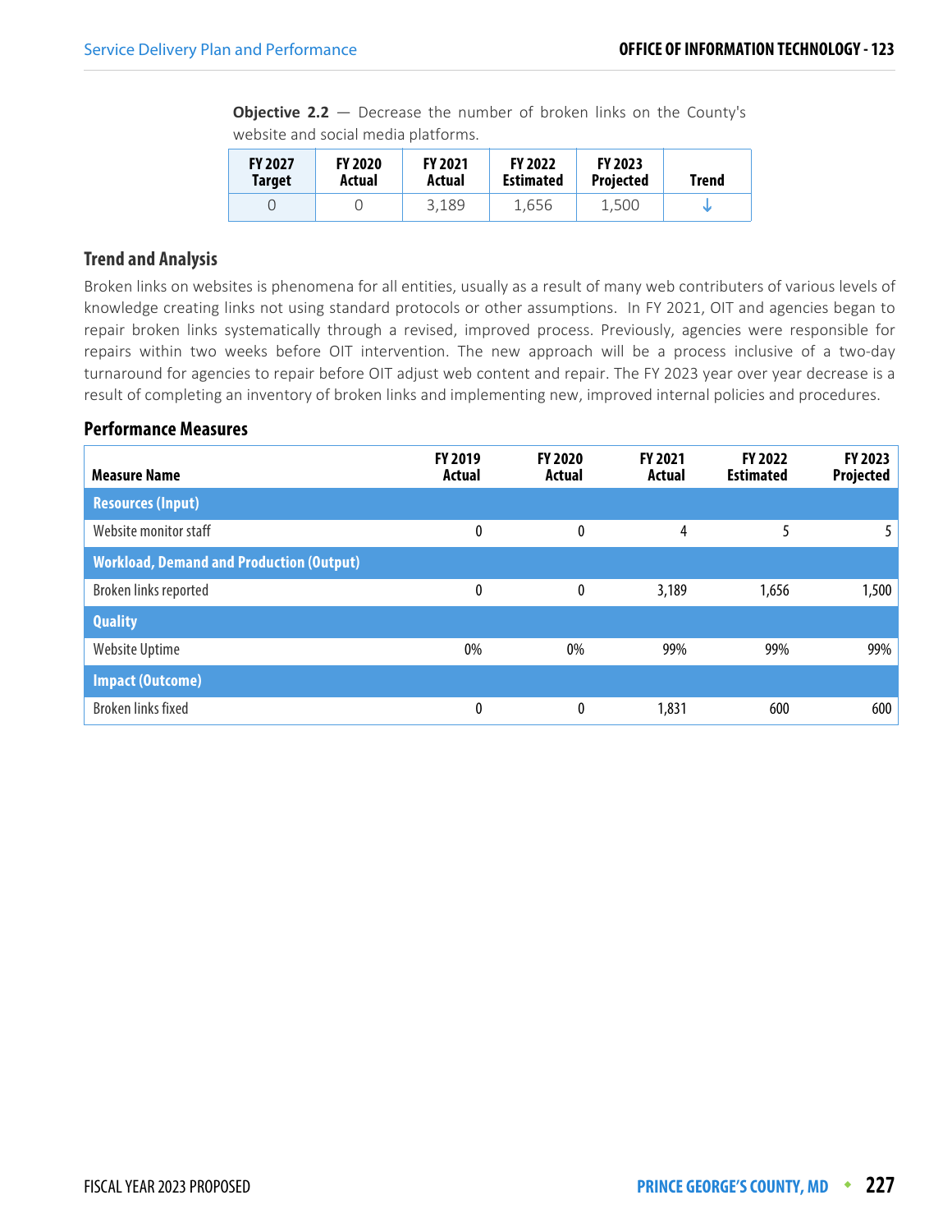**Objective 2.2** — Decrease the number of broken links on the County's website and social media platforms.

| FY 2027 Target | FY 2020 Actual | FY 2021 Actual | FY 2022 Estimated | FY 2023 Projected | Trend |
|---|---|---|---|---|---|
| 0 | 0 | 3,189 | 1,656 | 1,500 | ↓ |

### Trend and Analysis

Broken links on websites is phenomena for all entities, usually as a result of many web contributers of various levels of knowledge creating links not using standard protocols or other assumptions. In FY 2021, OIT and agencies began to repair broken links systematically through a revised, improved process. Previously, agencies were responsible for repairs within two weeks before OIT intervention. The new approach will be a process inclusive of a two-day turnaround for agencies to repair before OIT adjust web content and repair. The FY 2023 year over year decrease is a result of completing an inventory of broken links and implementing new, improved internal policies and procedures.

### Performance Measures

| Measure Name | FY 2019 Actual | FY 2020 Actual | FY 2021 Actual | FY 2022 Estimated | FY 2023 Projected |
|---|---|---|---|---|---|
| **Resources (Input)** | | | | | |
| Website monitor staff | 0 | 0 | 4 | 5 | 5 |
| **Workload, Demand and Production (Output)** | | | | | |
| Broken links reported | 0 | 0 | 3,189 | 1,656 | 1,500 |
| **Quality** | | | | | |
| Website Uptime | 0% | 0% | 99% | 99% | 99% |
| **Impact (Outcome)** | | | | | |
| Broken links fixed | 0 | 0 | 1,831 | 600 | 600 |